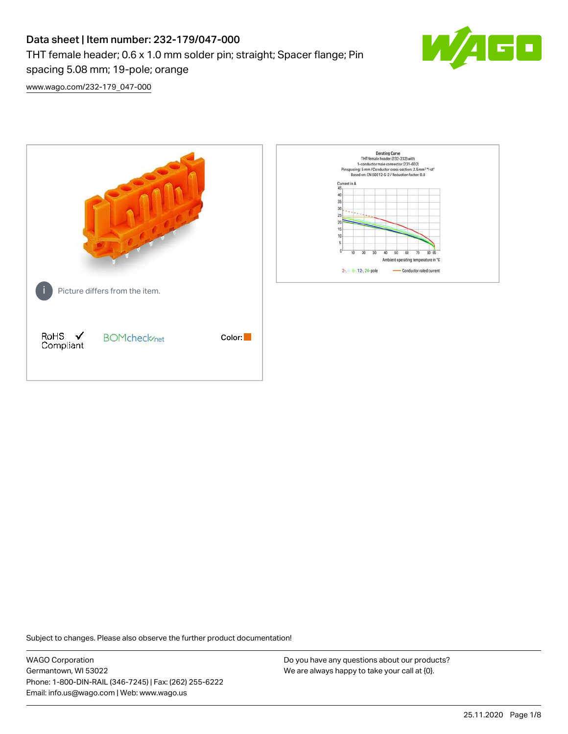# Data sheet | Item number: 232-179/047-000

THT female header; 0.6 x 1.0 mm solder pin; straight; Spacer flange; Pin spacing 5.08 mm; 19-pole; orange

www.wago.com/232-179_047-000

Picture differs from the item.

RoHS Compliant

BOMcheck.net

Color:

Derating Curve
THT female header (232-232) with
1-conductor male connector (231-602)
Pin spacing: 5 mm / Conductor cross-section: 2.5 mm² "f-st"
Based on: EN 60512-5-2 / Reduction factor: 0.8

Current in A
45
40
35
30
25
20
15
10
5
0
10 20 30 40 50 60 70 80 85
Ambient operating temperature in °C

2-, 4-, 6-, 12-, 24-pole
Conductor rated current

Subject to changes. Please also observe the further product documentation!

WAGO Corporation
Germantown, WI 53022
Phone: 1-800-DIN-RAIL (346-7245) | Fax: (262) 255-6222
Email: info.us@wago.com | Web: www.wago.us

Do you have any questions about our products?
We are always happy to take your call at {0}.

25.11.2020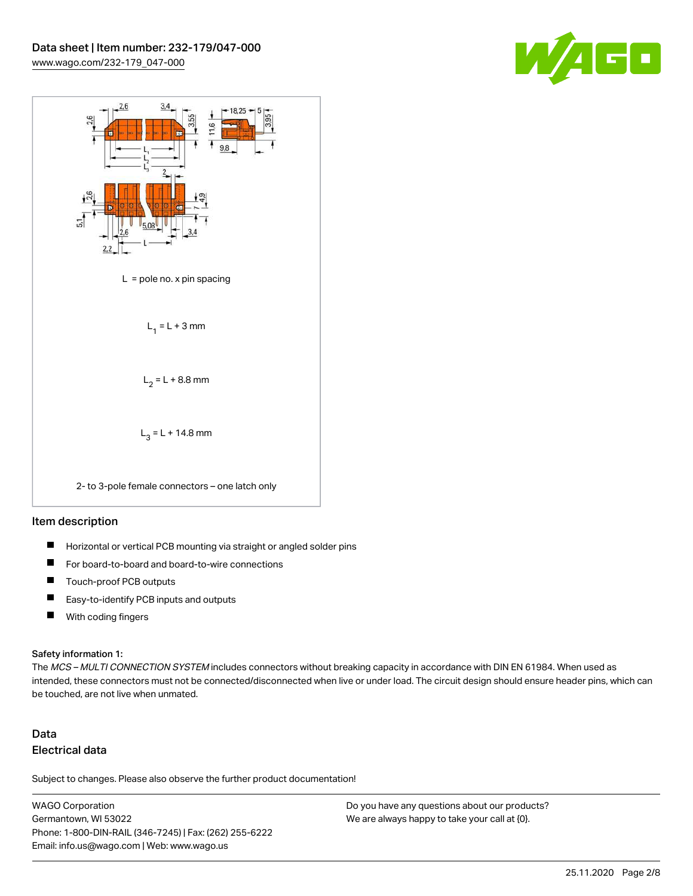L = pole no. x pin spacing

$L_1$ = L + 3 mm

$L_2$ = L + 8.8 mm

$L_3$ = L + 14.8 mm

2- to 3-pole female connectors – one latch only

## Item description

- Horizontal or vertical PCB mounting via straight or angled solder pins
- For board-to-board and board-to-wire connections
- Touch-proof PCB outputs
- Easy-to-identify PCB inputs and outputs
- With coding fingers

**Safety information 1:**

The *MCS – MULTI CONNECTION SYSTEM* includes connectors without breaking capacity in accordance with DIN EN 61984. When used as intended, these connectors must not be connected/disconnected when live or under load. The circuit design should ensure header pins, which can be touched, are not live when unmated.

## Data

### Electrical data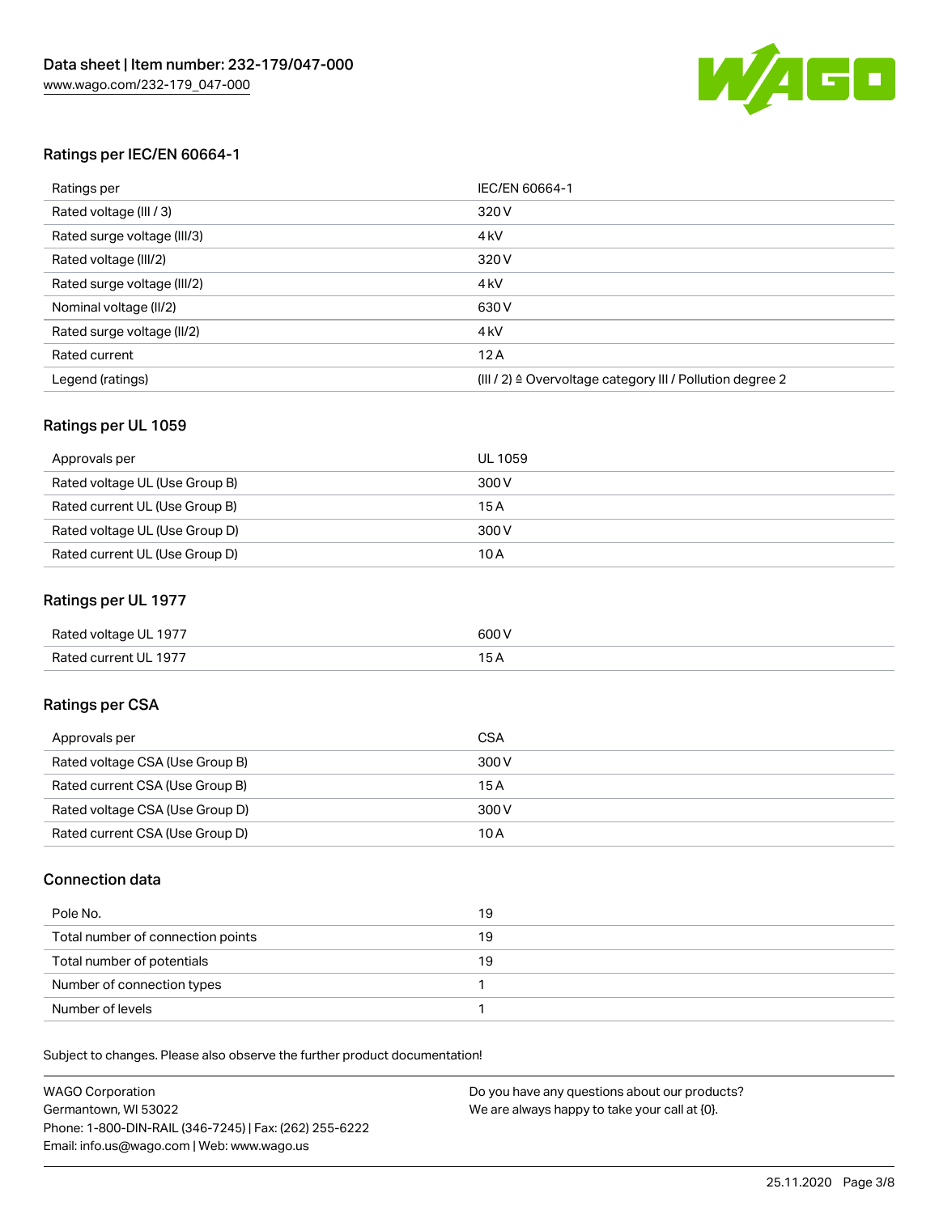## Ratings per IEC/EN 60664-1

| | |
|---|---|
| Ratings per | IEC/EN 60664-1 |
| Rated voltage (III / 3) | 320 V |
| Rated surge voltage (III/3) | 4 kV |
| Rated voltage (III/2) | 320 V |
| Rated surge voltage (III/2) | 4 kV |
| Nominal voltage (II/2) | 630 V |
| Rated surge voltage (II/2) | 4 kV |
| Rated current | 12 A |
| Legend (ratings) | (III / 2) ≙ Overvoltage category III / Pollution degree 2 |

## Ratings per UL 1059

| | |
|---|---|
| Approvals per | UL 1059 |
| Rated voltage UL (Use Group B) | 300 V |
| Rated current UL (Use Group B) | 15 A |
| Rated voltage UL (Use Group D) | 300 V |
| Rated current UL (Use Group D) | 10 A |

## Ratings per UL 1977

| | |
|---|---|
| Rated voltage UL 1977 | 600 V |
| Rated current UL 1977 | 15 A |

## Ratings per CSA

| | |
|---|---|
| Approvals per | CSA |
| Rated voltage CSA (Use Group B) | 300 V |
| Rated current CSA (Use Group B) | 15 A |
| Rated voltage CSA (Use Group D) | 300 V |
| Rated current CSA (Use Group D) | 10 A |

## Connection data

| | |
|---|---|
| Pole No. | 19 |
| Total number of connection points | 19 |
| Total number of potentials | 19 |
| Number of connection types | 1 |
| Number of levels | 1 |

Subject to changes. Please also observe the further product documentation!

WAGO Corporation
Germantown, WI 53022
Phone: 1-800-DIN-RAIL (346-7245) | Fax: (262) 255-6222
Email: info.us@wago.com | Web: www.wago.us

Do you have any questions about our products?
We are always happy to take your call at {0}.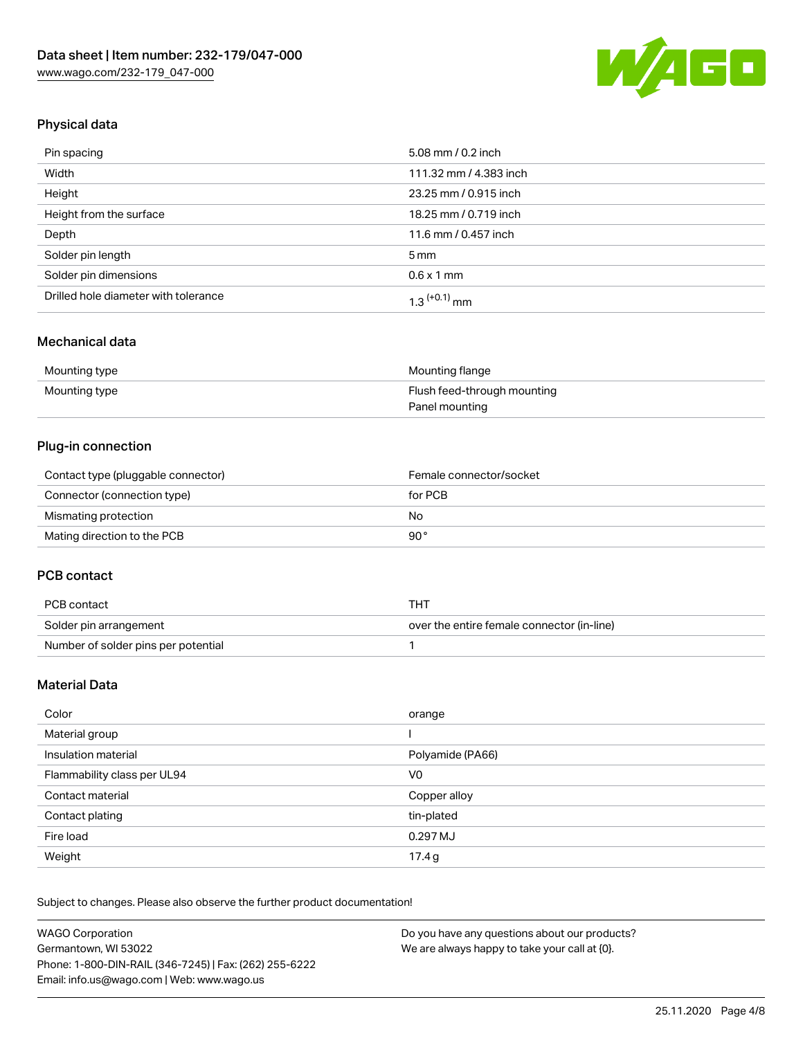## Physical data

| | |
|---|---|
| Pin spacing | 5.08 mm / 0.2 inch |
| Width | 111.32 mm / 4.383 inch |
| Height | 23.25 mm / 0.915 inch |
| Height from the surface | 18.25 mm / 0.719 inch |
| Depth | 11.6 mm / 0.457 inch |
| Solder pin length | 5 mm |
| Solder pin dimensions | 0.6 x 1 mm |
| Drilled hole diameter with tolerance | $1.3^{(+0.1)}$ mm |

## Mechanical data

| | |
|---|---|
| Mounting type | Mounting flange |
| Mounting type | Flush feed-through mounting<br>Panel mounting |

## Plug-in connection

| | |
|---|---|
| Contact type (pluggable connector) | Female connector/socket |
| Connector (connection type) | for PCB |
| Mismating protection | No |
| Mating direction to the PCB | 90° |

## PCB contact

| | |
|---|---|
| PCB contact | THT |
| Solder pin arrangement | over the entire female connector (in-line) |
| Number of solder pins per potential | 1 |

## Material Data

| | |
|---|---|
| Color | orange |
| Material group | I |
| Insulation material | Polyamide (PA66) |
| Flammability class per UL94 | V0 |
| Contact material | Copper alloy |
| Contact plating | tin-plated |
| Fire load | 0.297 MJ |
| Weight | 17.4 g |

Subject to changes. Please also observe the further product documentation!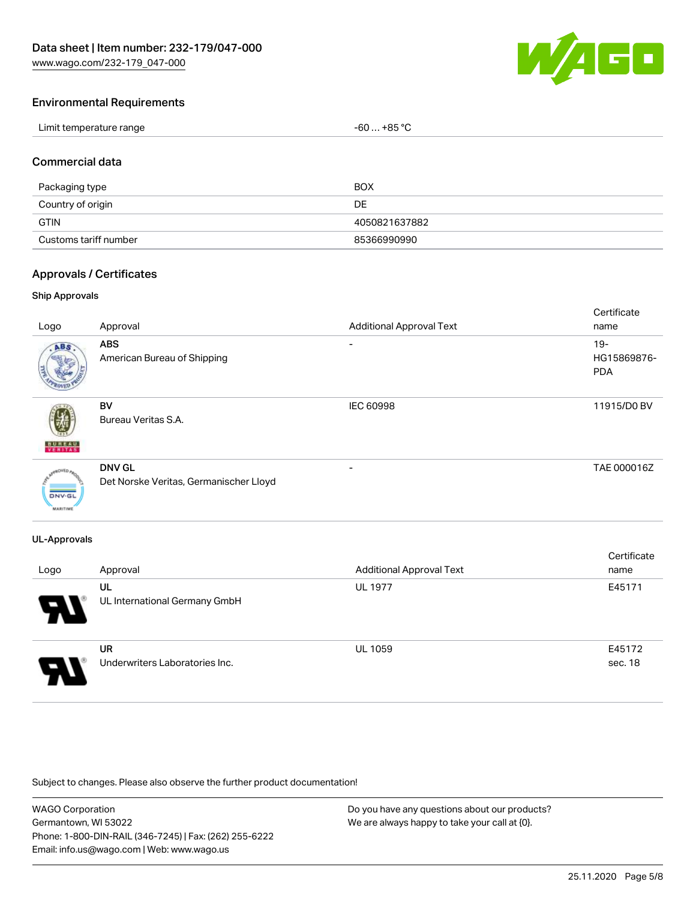## Environmental Requirements

| | |
|---|---|
| Limit temperature range | -60 … +85 °C |

## Commercial data

| | |
|---|---|
| Packaging type | BOX |
| Country of origin | DE |
| GTIN | 4050821637882 |
| Customs tariff number | 85366990990 |

## Approvals / Certificates

### Ship Approvals

| Logo | Approval | Additional Approval Text | Certificate name |
|---|---|---|---|
| | **ABS**<br>American Bureau of Shipping | - | 19-HG15869876-PDA |
| | **BV**<br>Bureau Veritas S.A. | IEC 60998 | 11915/D0 BV |
| | **DNV GL**<br>Det Norske Veritas, Germanischer Lloyd | - | TAE 000016Z |

### UL-Approvals

| Logo | Approval | Additional Approval Text | Certificate name |
|---|---|---|---|
| | **UL**<br>UL International Germany GmbH | UL 1977 | E45171 |
| | **UR**<br>Underwriters Laboratories Inc. | UL 1059 | E45172 sec. 18 |

Subject to changes. Please also observe the further product documentation!

WAGO Corporation
Germantown, WI 53022
Phone: 1-800-DIN-RAIL (346-7245) | Fax: (262) 255-6222
Email: info.us@wago.com | Web: www.wago.us

Do you have any questions about our products?
We are always happy to take your call at {0}.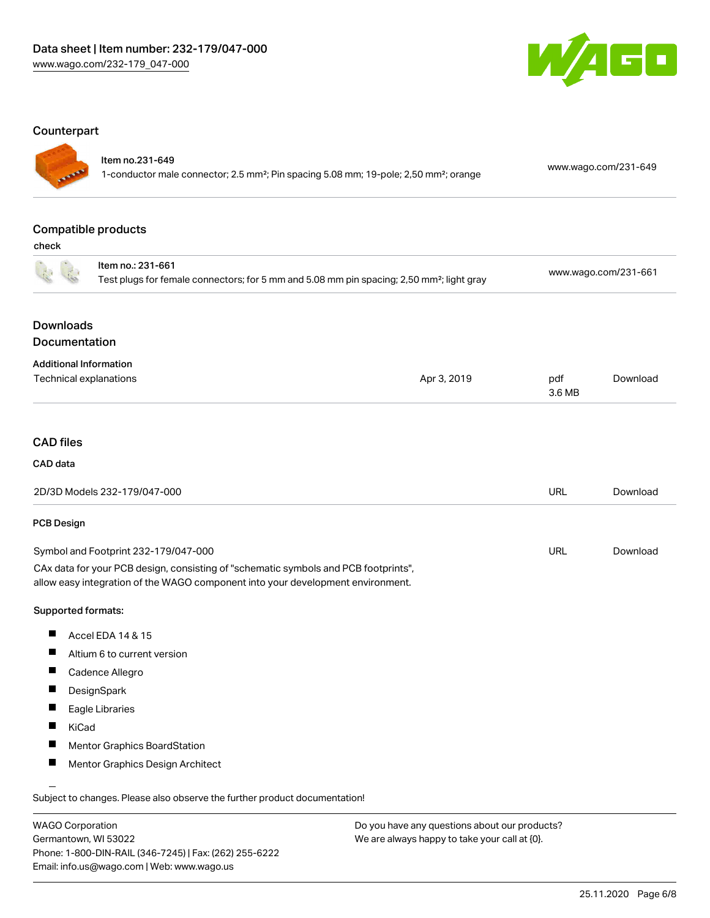## Counterpart

| | | |
|---|---|---|
| Item no.231-649<br>1-conductor male connector; 2.5 mm²; Pin spacing 5.08 mm; 19-pole; 2,50 mm²; orange | | www.wago.com/231-649 |

## Compatible products

check

| | | |
|---|---|---|
| Item no.: 231-661<br>Test plugs for female connectors; for 5 mm and 5.08 mm pin spacing; 2,50 mm²; light gray | | www.wago.com/231-661 |

## Downloads
## Documentation

**Additional Information**

| | | | |
|---|---|---|---|
| Technical explanations | Apr 3, 2019 | pdf<br>3.6 MB | Download |

## CAD files

**CAD data**

| | | |
|---|---|---|
| 2D/3D Models 232-179/047-000 | URL | Download |

**PCB Design**

| | | |
|---|---|---|
| Symbol and Footprint 232-179/047-000 | URL | Download |

CAx data for your PCB design, consisting of "schematic symbols and PCB footprints", allow easy integration of the WAGO component into your development environment.

**Supported formats:**

- Accel EDA 14 & 15
- Altium 6 to current version
- Cadence Allegro
- DesignSpark
- Eagle Libraries
- KiCad
- Mentor Graphics BoardStation
- Mentor Graphics Design Architect

Subject to changes. Please also observe the further product documentation!

WAGO Corporation
Germantown, WI 53022
Phone: 1-800-DIN-RAIL (346-7245) | Fax: (262) 255-6222
Email: info.us@wago.com | Web: www.wago.us

Do you have any questions about our products?
We are always happy to take your call at {0}.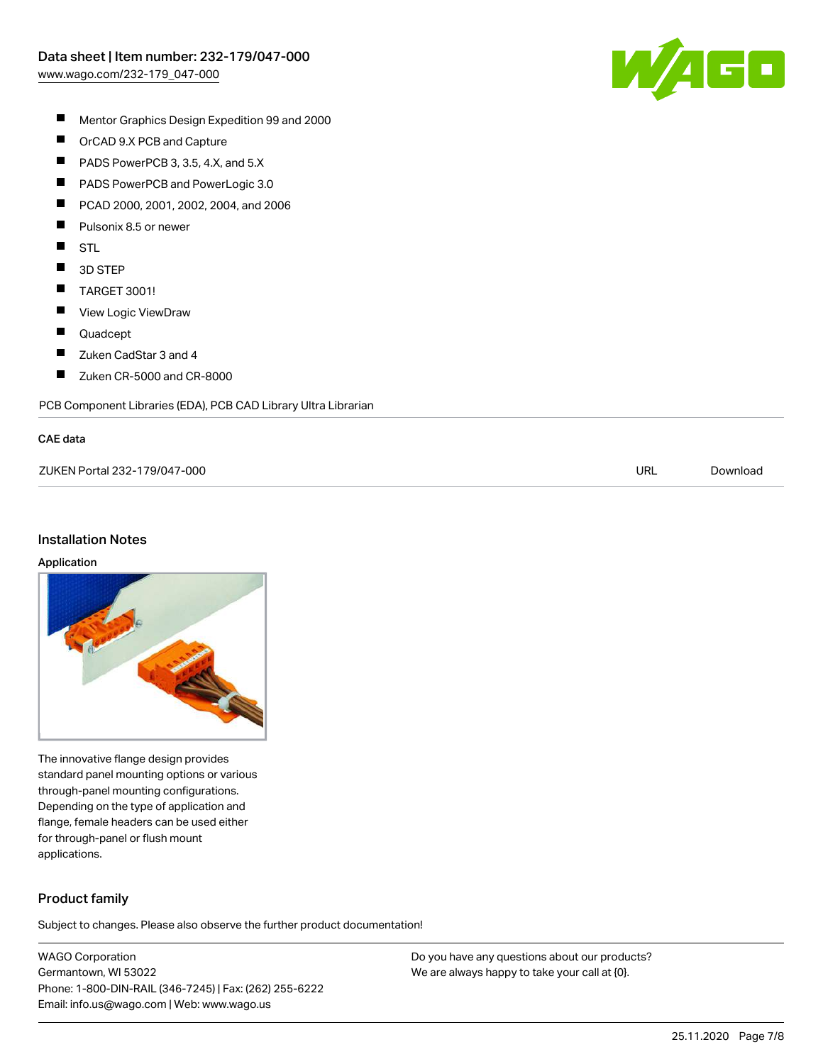- Mentor Graphics Design Expedition 99 and 2000
- OrCAD 9.X PCB and Capture
- PADS PowerPCB 3, 3.5, 4.X, and 5.X
- PADS PowerPCB and PowerLogic 3.0
- PCAD 2000, 2001, 2002, 2004, and 2006
- Pulsonix 8.5 or newer
- STL
- 3D STEP
- TARGET 3001!
- View Logic ViewDraw
- Quadcept
- Zuken CadStar 3 and 4
- Zuken CR-5000 and CR-8000

PCB Component Libraries (EDA), PCB CAD Library Ultra Librarian

### CAE data

| | | |
|---|---|---|
| ZUKEN Portal 232-179/047-000 | URL | Download |

## Installation Notes

### Application

The innovative flange design provides standard panel mounting options or various through-panel mounting configurations. Depending on the type of application and flange, female headers can be used either for through-panel or flush mount applications.

## Product family

Subject to changes. Please also observe the further product documentation!

WAGO Corporation
Germantown, WI 53022
Phone: 1-800-DIN-RAIL (346-7245) | Fax: (262) 255-6222
Email: info.us@wago.com | Web: www.wago.us

Do you have any questions about our products?
We are always happy to take your call at {0}.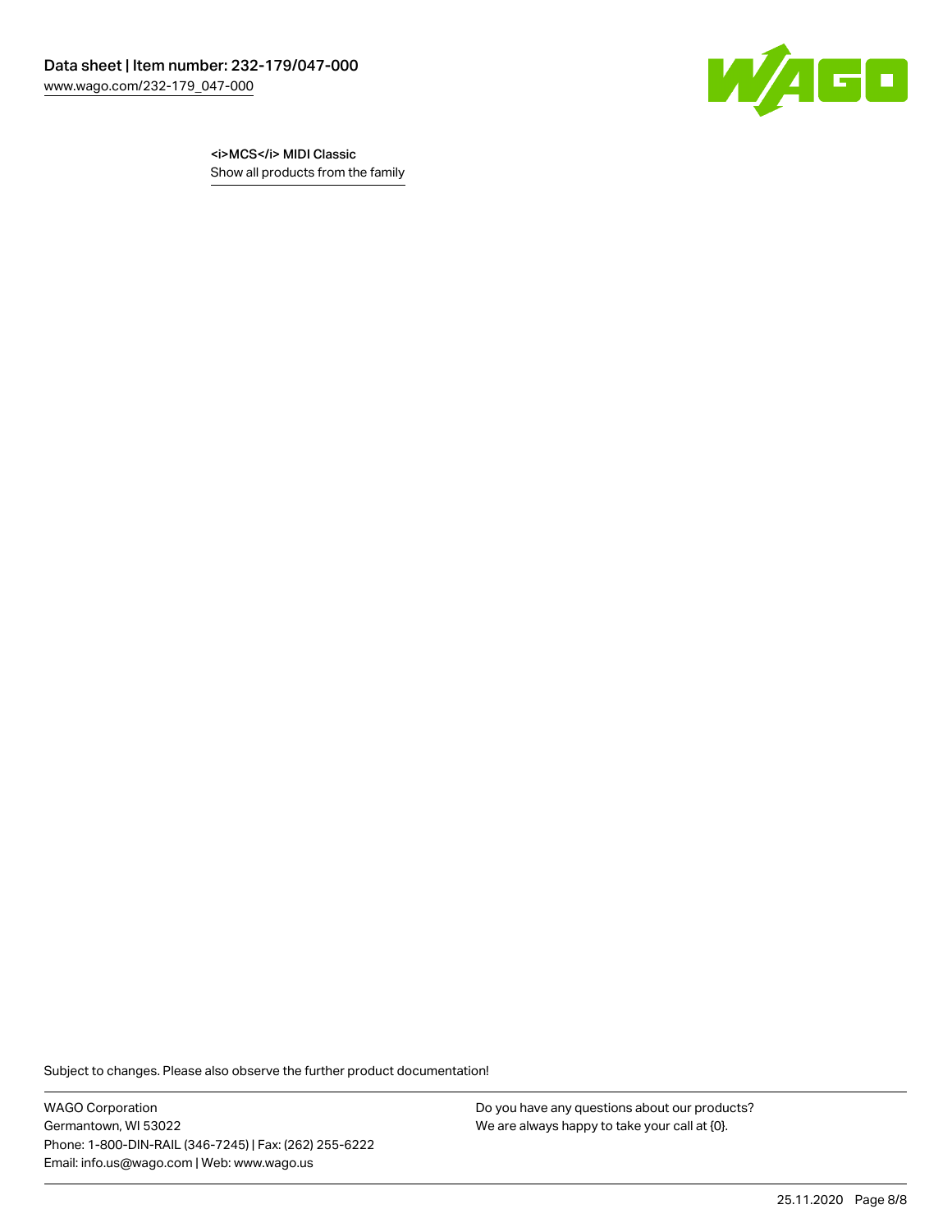<i>MCS</i> MIDI Classic
Show all products from the family

Subject to changes. Please also observe the further product documentation!

WAGO Corporation
Germantown, WI 53022
Phone: 1-800-DIN-RAIL (346-7245) | Fax: (262) 255-6222
Email: info.us@wago.com | Web: www.wago.us

Do you have any questions about our products?
We are always happy to take your call at {0}.